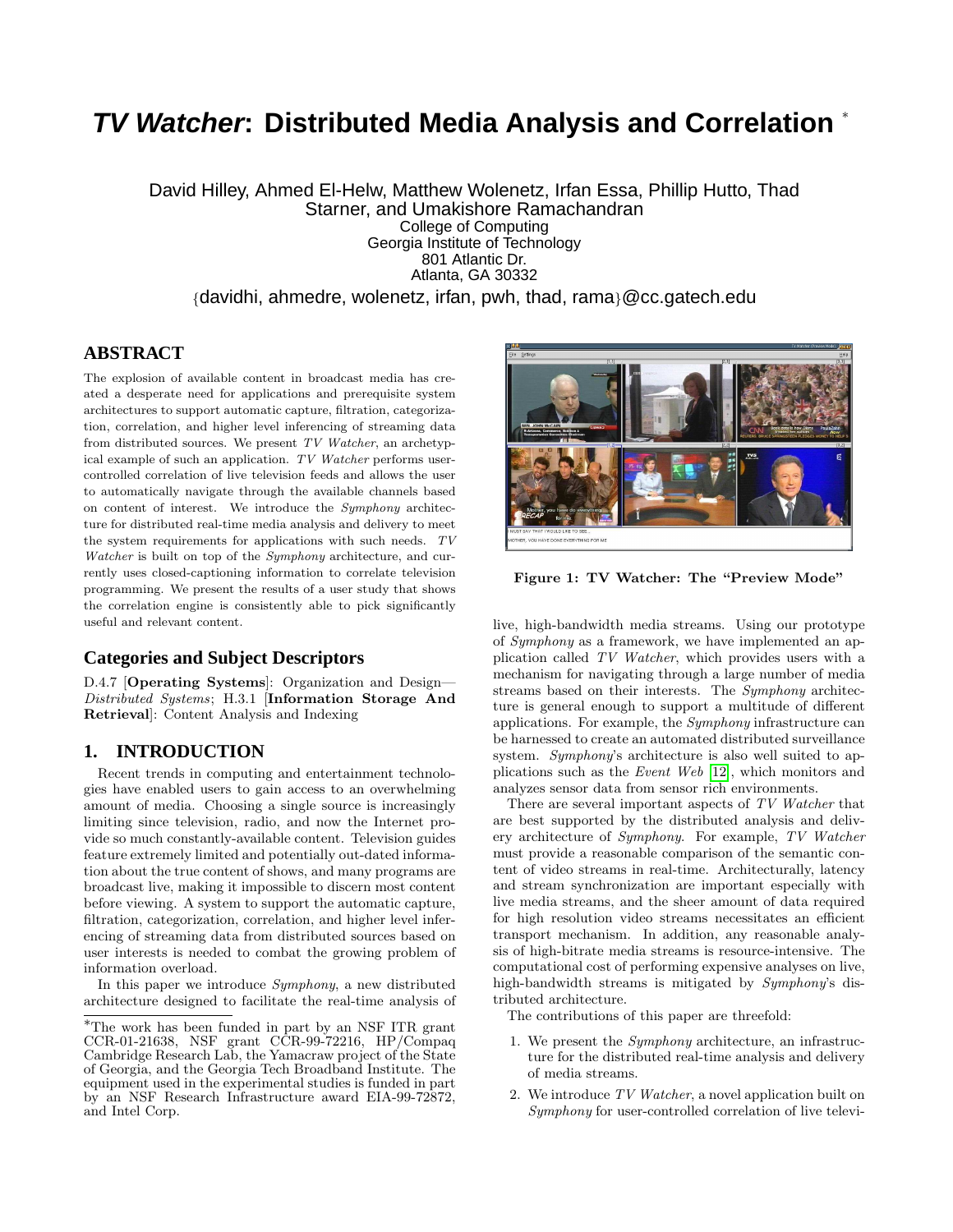# *TV Watcher*: Distributed Media Analysis and Correlation *

David Hilley, Ahmed El-Helw, Matthew Wolenetz, Irfan Essa, Phillip Hutto, Thad Starner, and Umakishore Ramachandran
College of Computing
Georgia Institute of Technology
801 Atlantic Dr.
Atlanta, GA 30332
{davidhi, ahmedre, wolenetz, irfan, pwh, thad, rama}@cc.gatech.edu

## ABSTRACT

The explosion of available content in broadcast media has created a desperate need for applications and prerequisite system architectures to support automatic capture, filtration, categorization, correlation, and higher level inferencing of streaming data from distributed sources. We present *TV Watcher*, an archetypical example of such an application. *TV Watcher* performs user-controlled correlation of live television feeds and allows the user to automatically navigate through the available channels based on content of interest. We introduce the *Symphony* architecture for distributed real-time media analysis and delivery to meet the system requirements for applications with such needs. *TV Watcher* is built on top of the *Symphony* architecture, and currently uses closed-captioning information to correlate television programming. We present the results of a user study that shows the correlation engine is consistently able to pick significantly useful and relevant content.

## Categories and Subject Descriptors

D.4.7 [**Operating Systems**]: Organization and Design—*Distributed Systems*; H.3.1 [**Information Storage And Retrieval**]: Content Analysis and Indexing

## 1. INTRODUCTION

Recent trends in computing and entertainment technologies have enabled users to gain access to an overwhelming amount of media. Choosing a single source is increasingly limiting since television, radio, and now the Internet provide so much constantly-available content. Television guides feature extremely limited and potentially out-dated information about the true content of shows, and many programs are broadcast live, making it impossible to discern most content before viewing. A system to support the automatic capture, filtration, categorization, correlation, and higher level inferencing of streaming data from distributed sources based on user interests is needed to combat the growing problem of information overload.

In this paper we introduce *Symphony*, a new distributed architecture designed to facilitate the real-time analysis of live, high-bandwidth media streams. Using our prototype of *Symphony* as a framework, we have implemented an application called *TV Watcher*, which provides users with a mechanism for navigating through a large number of media streams based on their interests. The *Symphony* architecture is general enough to support a multitude of different applications. For example, the *Symphony* infrastructure can be harnessed to create an automated distributed surveillance system. *Symphony*'s architecture is also well suited to applications such as the *Event Web* [12], which monitors and analyzes sensor data from sensor rich environments.

Figure 1: TV Watcher: The "Preview Mode"

There are several important aspects of *TV Watcher* that are best supported by the distributed analysis and delivery architecture of *Symphony*. For example, *TV Watcher* must provide a reasonable comparison of the semantic content of video streams in real-time. Architecturally, latency and stream synchronization are important especially with live media streams, and the sheer amount of data required for high resolution video streams necessitates an efficient transport mechanism. In addition, any reasonable analysis of high-bitrate media streams is resource-intensive. The computational cost of performing expensive analyses on live, high-bandwidth streams is mitigated by *Symphony*'s distributed architecture.

The contributions of this paper are threefold:

1. We present the *Symphony* architecture, an infrastructure for the distributed real-time analysis and delivery of media streams.
2. We introduce *TV Watcher*, a novel application built on *Symphony* for user-controlled correlation of live televi-

*The work has been funded in part by an NSF ITR grant CCR-01-21638, NSF grant CCR-99-72216, HP/Compaq Cambridge Research Lab, the Yamacraw project of the State of Georgia, and the Georgia Tech Broadband Institute. The equipment used in the experimental studies is funded in part by an NSF Research Infrastructure award EIA-99-72872, and Intel Corp.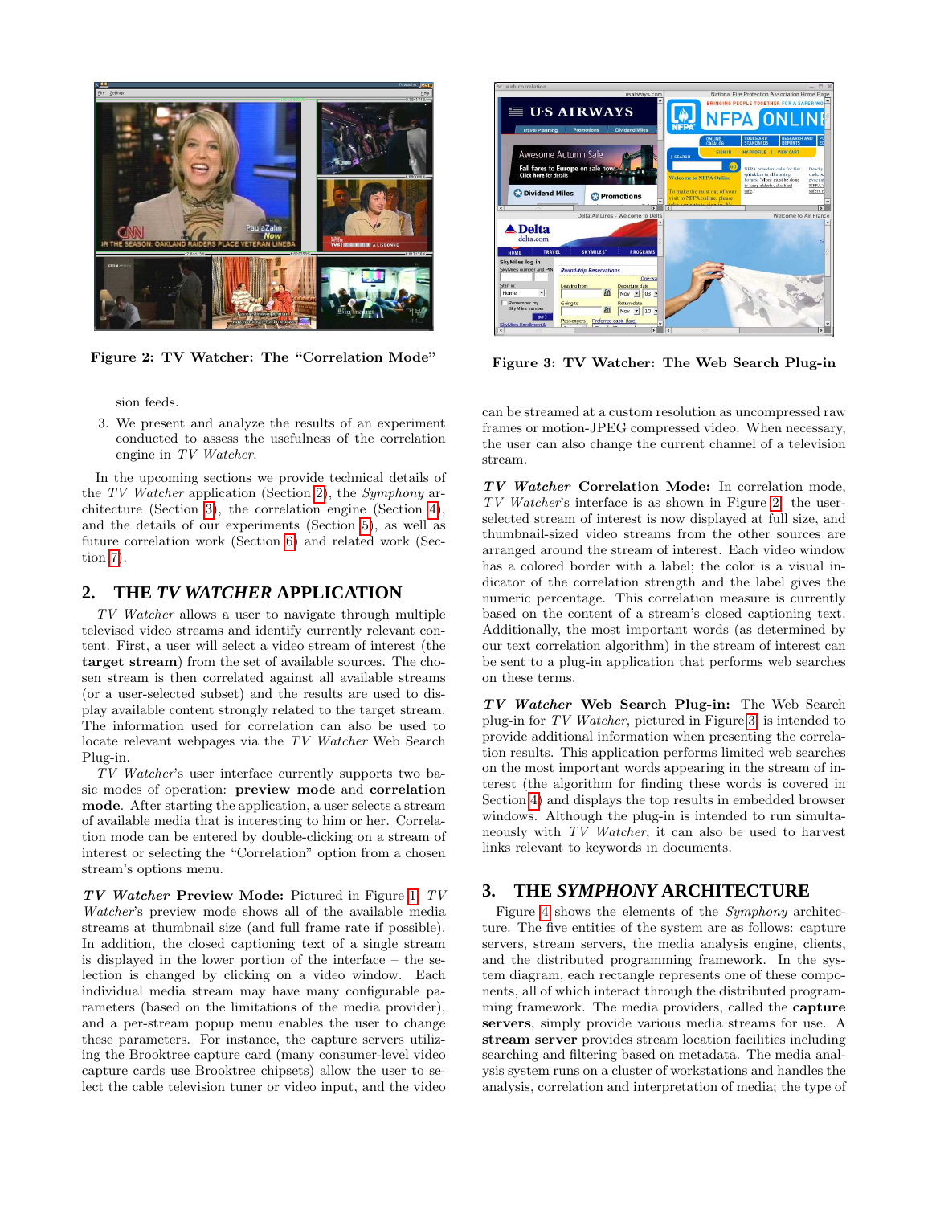Figure 2: TV Watcher: The "Correlation Mode"

Figure 3: TV Watcher: The Web Search Plug-in

sion feeds.

3. We present and analyze the results of an experiment conducted to assess the usefulness of the correlation engine in *TV Watcher*.

In the upcoming sections we provide technical details of the *TV Watcher* application (Section 2), the *Symphony* architecture (Section 3), the correlation engine (Section 4), and the details of our experiments (Section 5), as well as future correlation work (Section 6) and related work (Section 7).

## 2. THE *TV WATCHER* APPLICATION

*TV Watcher* allows a user to navigate through multiple televised video streams and identify currently relevant content. First, a user will select a video stream of interest (the **target stream**) from the set of available sources. The chosen stream is then correlated against all available streams (or a user-selected subset) and the results are used to display available content strongly related to the target stream. The information used for correlation can also be used to locate relevant webpages via the *TV Watcher* Web Search Plug-in.

*TV Watcher*'s user interface currently supports two basic modes of operation: **preview mode** and **correlation mode**. After starting the application, a user selects a stream of available media that is interesting to him or her. Correlation mode can be entered by double-clicking on a stream of interest or selecting the "Correlation" option from a chosen stream's options menu.

***TV Watcher* Preview Mode:** Pictured in Figure 1, *TV Watcher*'s preview mode shows all of the available media streams at thumbnail size (and full frame rate if possible). In addition, the closed captioning text of a single stream is displayed in the lower portion of the interface – the selection is changed by clicking on a video window. Each individual media stream may have many configurable parameters (based on the limitations of the media provider), and a per-stream popup menu enables the user to change these parameters. For instance, the capture servers utilizing the Brooktree capture card (many consumer-level video capture cards use Brooktree chipsets) allow the user to select the cable television tuner or video input, and the video can be streamed at a custom resolution as uncompressed raw frames or motion-JPEG compressed video. When necessary, the user can also change the current channel of a television stream.

***TV Watcher* Correlation Mode:** In correlation mode, *TV Watcher*'s interface is as shown in Figure 2: the user-selected stream of interest is now displayed at full size, and thumbnail-sized video streams from the other sources are arranged around the stream of interest. Each video window has a colored border with a label; the color is a visual indicator of the correlation strength and the label gives the numeric percentage. This correlation measure is currently based on the content of a stream's closed captioning text. Additionally, the most important words (as determined by our text correlation algorithm) in the stream of interest can be sent to a plug-in application that performs web searches on these terms.

***TV Watcher* Web Search Plug-in:** The Web Search plug-in for *TV Watcher*, pictured in Figure 3, is intended to provide additional information when presenting the correlation results. This application performs limited web searches on the most important words appearing in the stream of interest (the algorithm for finding these words is covered in Section 4) and displays the top results in embedded browser windows. Although the plug-in is intended to run simultaneously with *TV Watcher*, it can also be used to harvest links relevant to keywords in documents.

## 3. THE *SYMPHONY* ARCHITECTURE

Figure 4 shows the elements of the *Symphony* architecture. The five entities of the system are as follows: capture servers, stream servers, the media analysis engine, clients, and the distributed programming framework. In the system diagram, each rectangle represents one of these components, all of which interact through the distributed programming framework. The media providers, called the **capture servers**, simply provide various media streams for use. A **stream server** provides stream location facilities including searching and filtering based on metadata. The media analysis system runs on a cluster of workstations and handles the analysis, correlation and interpretation of media; the type of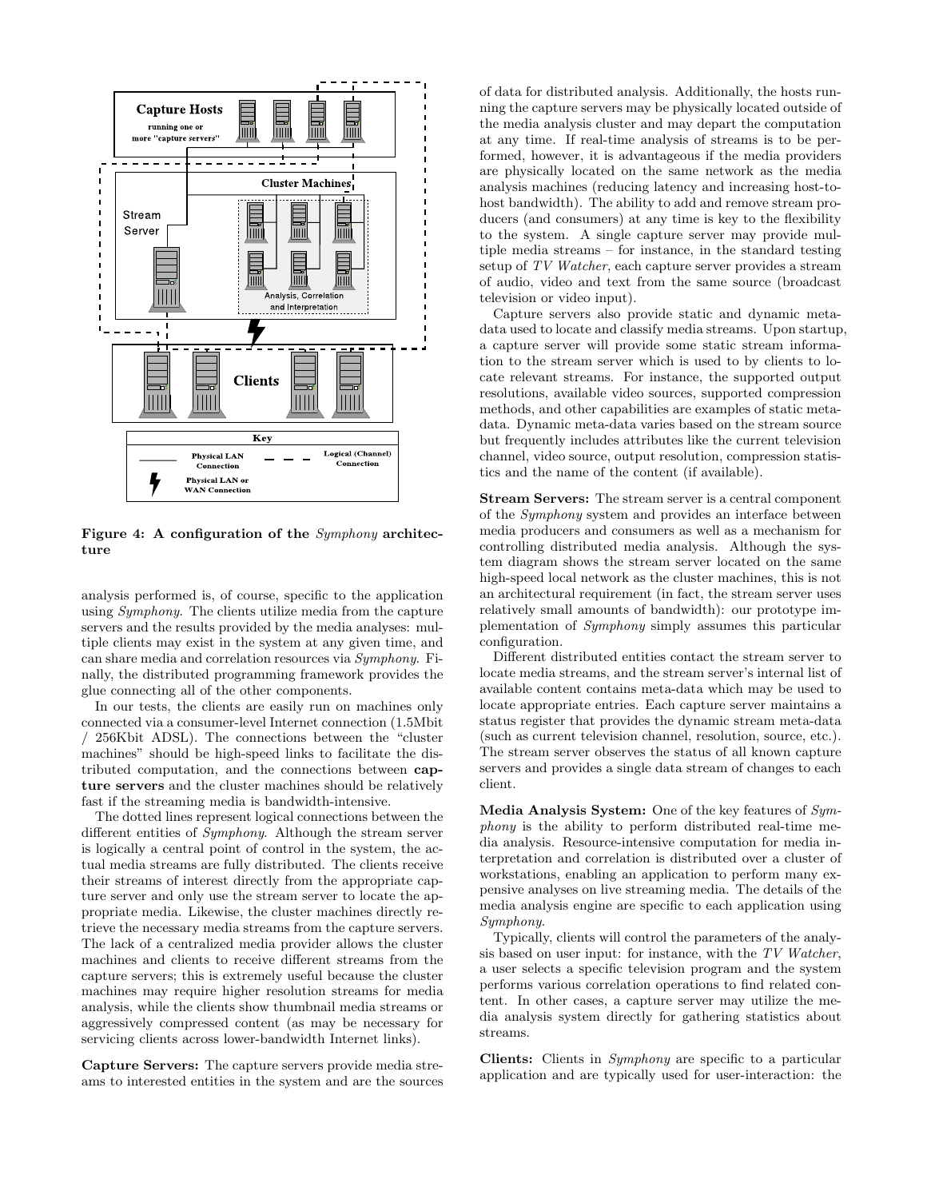**Figure 4: A configuration of the *Symphony* architecture**

analysis performed is, of course, specific to the application using *Symphony*. The clients utilize media from the capture servers and the results provided by the media analyses: multiple clients may exist in the system at any given time, and can share media and correlation resources via *Symphony*. Finally, the distributed programming framework provides the glue connecting all of the other components.

In our tests, the clients are easily run on machines only connected via a consumer-level Internet connection (1.5Mbit / 256Kbit ADSL). The connections between the "cluster machines" should be high-speed links to facilitate the distributed computation, and the connections between **capture servers** and the cluster machines should be relatively fast if the streaming media is bandwidth-intensive.

The dotted lines represent logical connections between the different entities of *Symphony*. Although the stream server is logically a central point of control in the system, the actual media streams are fully distributed. The clients receive their streams of interest directly from the appropriate capture server and only use the stream server to locate the appropriate media. Likewise, the cluster machines directly retrieve the necessary media streams from the capture servers. The lack of a centralized media provider allows the cluster machines and clients to receive different streams from the capture servers; this is extremely useful because the cluster machines may require higher resolution streams for media analysis, while the clients show thumbnail media streams or aggressively compressed content (as may be necessary for servicing clients across lower-bandwidth Internet links).

**Capture Servers:** The capture servers provide media streams to interested entities in the system and are the sources of data for distributed analysis. Additionally, the hosts running the capture servers may be physically located outside of the media analysis cluster and may depart the computation at any time. If real-time analysis of streams is to be performed, however, it is advantageous if the media providers are physically located on the same network as the media analysis machines (reducing latency and increasing host-to-host bandwidth). The ability to add and remove stream producers (and consumers) at any time is key to the flexibility to the system. A single capture server may provide multiple media streams – for instance, in the standard testing setup of *TV Watcher*, each capture server provides a stream of audio, video and text from the same source (broadcast television or video input).

Capture servers also provide static and dynamic metadata used to locate and classify media streams. Upon startup, a capture server will provide some static stream information to the stream server which is used to by clients to locate relevant streams. For instance, the supported output resolutions, available video sources, supported compression methods, and other capabilities are examples of static metadata. Dynamic meta-data varies based on the stream source but frequently includes attributes like the current television channel, video source, output resolution, compression statistics and the name of the content (if available).

**Stream Servers:** The stream server is a central component of the *Symphony* system and provides an interface between media producers and consumers as well as a mechanism for controlling distributed media analysis. Although the system diagram shows the stream server located on the same high-speed local network as the cluster machines, this is not an architectural requirement (in fact, the stream server uses relatively small amounts of bandwidth): our prototype implementation of *Symphony* simply assumes this particular configuration.

Different distributed entities contact the stream server to locate media streams, and the stream server's internal list of available content contains meta-data which may be used to locate appropriate entries. Each capture server maintains a status register that provides the dynamic stream meta-data (such as current television channel, resolution, source, etc.). The stream server observes the status of all known capture servers and provides a single data stream of changes to each client.

**Media Analysis System:** One of the key features of *Symphony* is the ability to perform distributed real-time media analysis. Resource-intensive computation for media interpretation and correlation is distributed over a cluster of workstations, enabling an application to perform many expensive analyses on live streaming media. The details of the media analysis engine are specific to each application using *Symphony*.

Typically, clients will control the parameters of the analysis based on user input: for instance, with the *TV Watcher*, a user selects a specific television program and the system performs various correlation operations to find related content. In other cases, a capture server may utilize the media analysis system directly for gathering statistics about streams.

**Clients:** Clients in *Symphony* are specific to a particular application and are typically used for user-interaction: the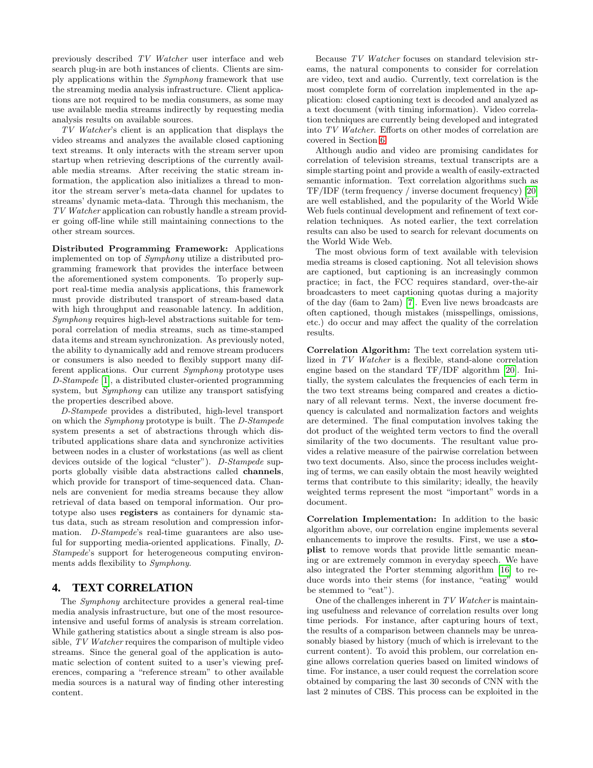previously described *TV Watcher* user interface and web search plug-in are both instances of clients. Clients are simply applications within the *Symphony* framework that use the streaming media analysis infrastructure. Client applications are not required to be media consumers, as some may use available media streams indirectly by requesting media analysis results on available sources.

*TV Watcher*'s client is an application that displays the video streams and analyzes the available closed captioning text streams. It only interacts with the stream server upon startup when retrieving descriptions of the currently available media streams. After receiving the static stream information, the application also initializes a thread to monitor the stream server's meta-data channel for updates to streams' dynamic meta-data. Through this mechanism, the *TV Watcher* application can robustly handle a stream provider going off-line while still maintaining connections to the other stream sources.

**Distributed Programming Framework:** Applications implemented on top of *Symphony* utilize a distributed programming framework that provides the interface between the aforementioned system components. To properly support real-time media analysis applications, this framework must provide distributed transport of stream-based data with high throughput and reasonable latency. In addition, *Symphony* requires high-level abstractions suitable for temporal correlation of media streams, such as time-stamped data items and stream synchronization. As previously noted, the ability to dynamically add and remove stream producers or consumers is also needed to flexibly support many different applications. Our current *Symphony* prototype uses *D-Stampede* [1], a distributed cluster-oriented programming system, but *Symphony* can utilize any transport satisfying the properties described above.

*D-Stampede* provides a distributed, high-level transport on which the *Symphony* prototype is built. The *D-Stampede* system presents a set of abstractions through which distributed applications share data and synchronize activities between nodes in a cluster of workstations (as well as client devices outside of the logical "cluster"). *D-Stampede* supports globally visible data abstractions called **channels**, which provide for transport of time-sequenced data. Channels are convenient for media streams because they allow retrieval of data based on temporal information. Our prototype also uses **registers** as containers for dynamic status data, such as stream resolution and compression information. *D-Stampede*'s real-time guarantees are also useful for supporting media-oriented applications. Finally, *D-Stampede*'s support for heterogeneous computing environments adds flexibility to *Symphony*.

## 4. TEXT CORRELATION

The *Symphony* architecture provides a general real-time media analysis infrastructure, but one of the most resource-intensive and useful forms of analysis is stream correlation. While gathering statistics about a single stream is also possible, *TV Watcher* requires the comparison of multiple video streams. Since the general goal of the application is automatic selection of content suited to a user's viewing preferences, comparing a "reference stream" to other available media sources is a natural way of finding other interesting content.

Because *TV Watcher* focuses on standard television streams, the natural components to consider for correlation are video, text and audio. Currently, text correlation is the most complete form of correlation implemented in the application: closed captioning text is decoded and analyzed as a text document (with timing information). Video correlation techniques are currently being developed and integrated into *TV Watcher*. Efforts on other modes of correlation are covered in Section 6.

Although audio and video are promising candidates for correlation of television streams, textual transcripts are a simple starting point and provide a wealth of easily-extracted semantic information. Text correlation algorithms such as TF/IDF (term frequency / inverse document frequency) [20] are well established, and the popularity of the World Wide Web fuels continual development and refinement of text correlation techniques. As noted earlier, the text correlation results can also be used to search for relevant documents on the World Wide Web.

The most obvious form of text available with television media streams is closed captioning. Not all television shows are captioned, but captioning is an increasingly common practice; in fact, the FCC requires standard, over-the-air broadcasters to meet captioning quotas during a majority of the day (6am to 2am) [7]. Even live news broadcasts are often captioned, though mistakes (misspellings, omissions, etc.) do occur and may affect the quality of the correlation results.

**Correlation Algorithm:** The text correlation system utilized in *TV Watcher* is a flexible, stand-alone correlation engine based on the standard TF/IDF algorithm [20]. Initially, the system calculates the frequencies of each term in the two text streams being compared and creates a dictionary of all relevant terms. Next, the inverse document frequency is calculated and normalization factors and weights are determined. The final computation involves taking the dot product of the weighted term vectors to find the overall similarity of the two documents. The resultant value provides a relative measure of the pairwise correlation between two text documents. Also, since the process includes weighting of terms, we can easily obtain the most heavily weighted terms that contribute to this similarity; ideally, the heavily weighted terms represent the most "important" words in a document.

**Correlation Implementation:** In addition to the basic algorithm above, our correlation engine implements several enhancements to improve the results. First, we use a **stoplist** to remove words that provide little semantic meaning or are extremely common in everyday speech. We have also integrated the Porter stemming algorithm [16] to reduce words into their stems (for instance, "eating" would be stemmed to "eat").

One of the challenges inherent in *TV Watcher* is maintaining usefulness and relevance of correlation results over long time periods. For instance, after capturing hours of text, the results of a comparison between channels may be unreasonably biased by history (much of which is irrelevant to the current content). To avoid this problem, our correlation engine allows correlation queries based on limited windows of time. For instance, a user could request the correlation score obtained by comparing the last 30 seconds of CNN with the last 2 minutes of CBS. This process can be exploited in the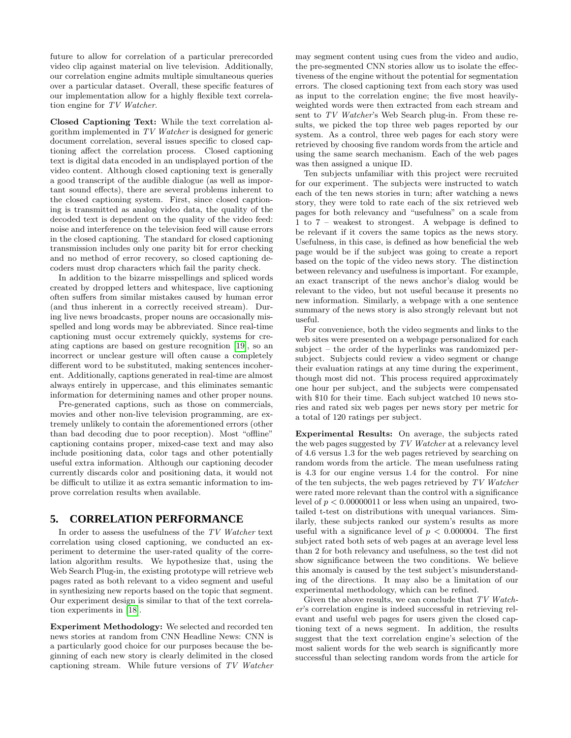future to allow for correlation of a particular prerecorded video clip against material on live television. Additionally, our correlation engine admits multiple simultaneous queries over a particular dataset. Overall, these specific features of our implementation allow for a highly flexible text correlation engine for *TV Watcher*.

**Closed Captioning Text:** While the text correlation algorithm implemented in *TV Watcher* is designed for generic document correlation, several issues specific to closed captioning affect the correlation process. Closed captioning text is digital data encoded in an undisplayed portion of the video content. Although closed captioning text is generally a good transcript of the audible dialogue (as well as important sound effects), there are several problems inherent to the closed captioning system. First, since closed captioning is transmitted as analog video data, the quality of the decoded text is dependent on the quality of the video feed: noise and interference on the television feed will cause errors in the closed captioning. The standard for closed captioning transmission includes only one parity bit for error checking and no method of error recovery, so closed captioning decoders must drop characters which fail the parity check.

In addition to the bizarre misspellings and spliced words created by dropped letters and whitespace, live captioning often suffers from similar mistakes caused by human error (and thus inherent in a correctly received stream). During live news broadcasts, proper nouns are occasionally misspelled and long words may be abbreviated. Since real-time captioning must occur extremely quickly, systems for creating captions are based on gesture recognition [19], so an incorrect or unclear gesture will often cause a completely different word to be substituted, making sentences incoherent. Additionally, captions generated in real-time are almost always entirely in uppercase, and this eliminates semantic information for determining names and other proper nouns.

Pre-generated captions, such as those on commercials, movies and other non-live television programming, are extremely unlikely to contain the aforementioned errors (other than bad decoding due to poor reception). Most "offline" captioning contains proper, mixed-case text and may also include positioning data, color tags and other potentially useful extra information. Although our captioning decoder currently discards color and positioning data, it would not be difficult to utilize it as extra semantic information to improve correlation results when available.

## 5. CORRELATION PERFORMANCE

In order to assess the usefulness of the *TV Watcher* text correlation using closed captioning, we conducted an experiment to determine the user-rated quality of the correlation algorithm results. We hypothesize that, using the Web Search Plug-in, the existing prototype will retrieve web pages rated as both relevant to a video segment and useful in synthesizing new reports based on the topic that segment. Our experiment design is similar to that of the text correlation experiments in [18].

**Experiment Methodology:** We selected and recorded ten news stories at random from CNN Headline News: CNN is a particularly good choice for our purposes because the beginning of each new story is clearly delimited in the closed captioning stream. While future versions of *TV Watcher* may segment content using cues from the video and audio, the pre-segmented CNN stories allow us to isolate the effectiveness of the engine without the potential for segmentation errors. The closed captioning text from each story was used as input to the correlation engine; the five most heavily-weighted words were then extracted from each stream and sent to *TV Watcher*'s Web Search plug-in. From these results, we picked the top three web pages reported by our system. As a control, three web pages for each story were retrieved by choosing five random words from the article and using the same search mechanism. Each of the web pages was then assigned a unique ID.

Ten subjects unfamiliar with this project were recruited for our experiment. The subjects were instructed to watch each of the ten news stories in turn; after watching a news story, they were told to rate each of the six retrieved web pages for both relevancy and "usefulness" on a scale from 1 to 7 – weakest to strongest. A webpage is defined to be relevant if it covers the same topics as the news story. Usefulness, in this case, is defined as how beneficial the web page would be if the subject was going to create a report based on the topic of the video news story. The distinction between relevancy and usefulness is important. For example, an exact transcript of the news anchor's dialog would be relevant to the video, but not useful because it presents no new information. Similarly, a webpage with a one sentence summary of the news story is also strongly relevant but not useful.

For convenience, both the video segments and links to the web sites were presented on a webpage personalized for each subject – the order of the hyperlinks was randomized per-subject. Subjects could review a video segment or change their evaluation ratings at any time during the experiment, though most did not. This process required approximately one hour per subject, and the subjects were compensated with $10 for their time. Each subject watched 10 news stories and rated six web pages per news story per metric for a total of 120 ratings per subject.

**Experimental Results:** On average, the subjects rated the web pages suggested by *TV Watcher* at a relevancy level of 4.6 versus 1.3 for the web pages retrieved by searching on random words from the article. The mean usefulness rating is 4.3 for our engine versus 1.4 for the control. For nine of the ten subjects, the web pages retrieved by *TV Watcher* were rated more relevant than the control with a significance level of $p < 0.00000011$ or less when using an unpaired, two-tailed t-test on distributions with unequal variances. Similarly, these subjects ranked our system's results as more useful with a significance level of $p < 0.000004$. The first subject rated both sets of web pages at an average level less than 2 for both relevancy and usefulness, so the test did not show significance between the two conditions. We believe this anomaly is caused by the test subject's misunderstanding of the directions. It may also be a limitation of our experimental methodology, which can be refined.

Given the above results, we can conclude that *TV Watcher*'s correlation engine is indeed successful in retrieving relevant and useful web pages for users given the closed captioning text of a news segment. In addition, the results suggest that the text correlation engine's selection of the most salient words for the web search is significantly more successful than selecting random words from the article for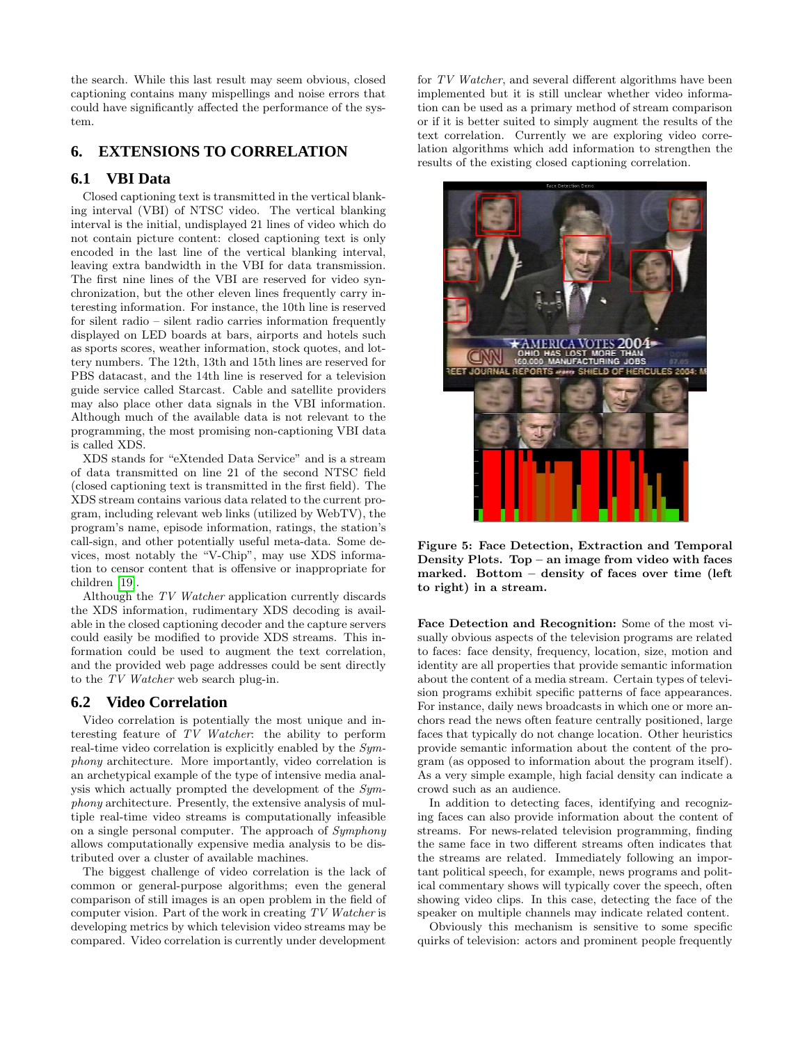the search. While this last result may seem obvious, closed captioning contains many mispellings and noise errors that could have significantly affected the performance of the system.

## 6. EXTENSIONS TO CORRELATION

### 6.1 VBI Data

Closed captioning text is transmitted in the vertical blanking interval (VBI) of NTSC video. The vertical blanking interval is the initial, undisplayed 21 lines of video which do not contain picture content: closed captioning text is only encoded in the last line of the vertical blanking interval, leaving extra bandwidth in the VBI for data transmission. The first nine lines of the VBI are reserved for video synchronization, but the other eleven lines frequently carry interesting information. For instance, the 10th line is reserved for silent radio – silent radio carries information frequently displayed on LED boards at bars, airports and hotels such as sports scores, weather information, stock quotes, and lottery numbers. The 12th, 13th and 15th lines are reserved for PBS datacast, and the 14th line is reserved for a television guide service called Starcast. Cable and satellite providers may also place other data signals in the VBI information. Although much of the available data is not relevant to the programming, the most promising non-captioning VBI data is called XDS.

XDS stands for "eXtended Data Service" and is a stream of data transmitted on line 21 of the second NTSC field (closed captioning text is transmitted in the first field). The XDS stream contains various data related to the current program, including relevant web links (utilized by WebTV), the program's name, episode information, ratings, the station's call-sign, and other potentially useful meta-data. Some devices, most notably the "V-Chip", may use XDS information to censor content that is offensive or inappropriate for children [19].

Although the *TV Watcher* application currently discards the XDS information, rudimentary XDS decoding is available in the closed captioning decoder and the capture servers could easily be modified to provide XDS streams. This information could be used to augment the text correlation, and the provided web page addresses could be sent directly to the *TV Watcher* web search plug-in.

### 6.2 Video Correlation

Video correlation is potentially the most unique and interesting feature of *TV Watcher*: the ability to perform real-time video correlation is explicitly enabled by the *Symphony* architecture. More importantly, video correlation is an archetypical example of the type of intensive media analysis which actually prompted the development of the *Symphony* architecture. Presently, the extensive analysis of multiple real-time video streams is computationally infeasible on a single personal computer. The approach of *Symphony* allows computationally expensive media analysis to be distributed over a cluster of available machines.

The biggest challenge of video correlation is the lack of common or general-purpose algorithms; even the general comparison of still images is an open problem in the field of computer vision. Part of the work in creating *TV Watcher* is developing metrics by which television video streams may be compared. Video correlation is currently under development for *TV Watcher*, and several different algorithms have been implemented but it is still unclear whether video information can be used as a primary method of stream comparison or if it is better suited to simply augment the results of the text correlation. Currently we are exploring video correlation algorithms which add information to strengthen the results of the existing closed captioning correlation.

**Figure 5: Face Detection, Extraction and Temporal Density Plots. Top – an image from video with faces marked. Bottom – density of faces over time (left to right) in a stream.**

**Face Detection and Recognition:** Some of the most visually obvious aspects of the television programs are related to faces: face density, frequency, location, size, motion and identity are all properties that provide semantic information about the content of a media stream. Certain types of television programs exhibit specific patterns of face appearances. For instance, daily news broadcasts in which one or more anchors read the news often feature centrally positioned, large faces that typically do not change location. Other heuristics provide semantic information about the content of the program (as opposed to information about the program itself). As a very simple example, high facial density can indicate a crowd such as an audience.

In addition to detecting faces, identifying and recognizing faces can also provide information about the content of streams. For news-related television programming, finding the same face in two different streams often indicates that the streams are related. Immediately following an important political speech, for example, news programs and political commentary shows will typically cover the speech, often showing video clips. In this case, detecting the face of the speaker on multiple channels may indicate related content.

Obviously this mechanism is sensitive to some specific quirks of television: actors and prominent people frequently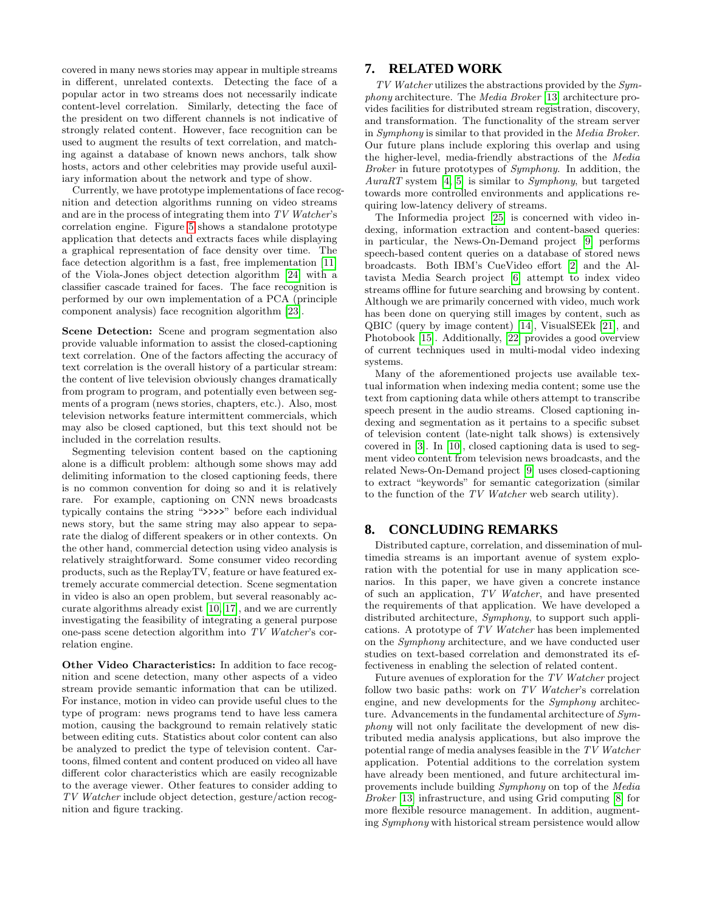covered in many news stories may appear in multiple streams in different, unrelated contexts. Detecting the face of a popular actor in two streams does not necessarily indicate content-level correlation. Similarly, detecting the face of the president on two different channels is not indicative of strongly related content. However, face recognition can be used to augment the results of text correlation, and matching against a database of known news anchors, talk show hosts, actors and other celebrities may provide useful auxiliary information about the network and type of show.

Currently, we have prototype implementations of face recognition and detection algorithms running on video streams and are in the process of integrating them into *TV Watcher*'s correlation engine. Figure 5 shows a standalone prototype application that detects and extracts faces while displaying a graphical representation of face density over time. The face detection algorithm is a fast, free implementation [11] of the Viola-Jones object detection algorithm [24] with a classifier cascade trained for faces. The face recognition is performed by our own implementation of a PCA (principle component analysis) face recognition algorithm [23].

**Scene Detection:** Scene and program segmentation also provide valuable information to assist the closed-captioning text correlation. One of the factors affecting the accuracy of text correlation is the overall history of a particular stream: the content of live television obviously changes dramatically from program to program, and potentially even between segments of a program (news stories, chapters, etc.). Also, most television networks feature intermittent commercials, which may also be closed captioned, but this text should not be included in the correlation results.

Segmenting television content based on the captioning alone is a difficult problem: although some shows may add delimiting information to the closed captioning feeds, there is no common convention for doing so and it is relatively rare. For example, captioning on CNN news broadcasts typically contains the string ">>>>" before each individual news story, but the same string may also appear to separate the dialog of different speakers or in other contexts. On the other hand, commercial detection using video analysis is relatively straightforward. Some consumer video recording products, such as the ReplayTV, feature or have featured extremely accurate commercial detection. Scene segmentation in video is also an open problem, but several reasonably accurate algorithms already exist [10, 17], and we are currently investigating the feasibility of integrating a general purpose one-pass scene detection algorithm into *TV Watcher*'s correlation engine.

**Other Video Characteristics:** In addition to face recognition and scene detection, many other aspects of a video stream provide semantic information that can be utilized. For instance, motion in video can provide useful clues to the type of program: news programs tend to have less camera motion, causing the background to remain relatively static between editing cuts. Statistics about color content can also be analyzed to predict the type of television content. Cartoons, filmed content and content produced on video all have different color characteristics which are easily recognizable to the average viewer. Other features to consider adding to *TV Watcher* include object detection, gesture/action recognition and figure tracking.

## 7. RELATED WORK

*TV Watcher* utilizes the abstractions provided by the *Symphony* architecture. The *Media Broker* [13] architecture provides facilities for distributed stream registration, discovery, and transformation. The functionality of the stream server in *Symphony* is similar to that provided in the *Media Broker*. Our future plans include exploring this overlap and using the higher-level, media-friendly abstractions of the *Media Broker* in future prototypes of *Symphony*. In addition, the *AuraRT* system [4, 5] is similar to *Symphony*, but targeted towards more controlled environments and applications requiring low-latency delivery of streams.

The Informedia project [25] is concerned with video indexing, information extraction and content-based queries: in particular, the News-On-Demand project [9] performs speech-based content queries on a database of stored news broadcasts. Both IBM's CueVideo effort [2] and the Altavista Media Search project [6] attempt to index video streams offline for future searching and browsing by content. Although we are primarily concerned with video, much work has been done on querying still images by content, such as QBIC (query by image content) [14], VisualSEEk [21], and Photobook [15]. Additionally, [22] provides a good overview of current techniques used in multi-modal video indexing systems.

Many of the aforementioned projects use available textual information when indexing media content; some use the text from captioning data while others attempt to transcribe speech present in the audio streams. Closed captioning indexing and segmentation as it pertains to a specific subset of television content (late-night talk shows) is extensively covered in [3]. In [10], closed captioning data is used to segment video content from television news broadcasts, and the related News-On-Demand project [9] uses closed-captioning to extract "keywords" for semantic categorization (similar to the function of the *TV Watcher* web search utility).

## 8. CONCLUDING REMARKS

Distributed capture, correlation, and dissemination of multimedia streams is an important avenue of system exploration with the potential for use in many application scenarios. In this paper, we have given a concrete instance of such an application, *TV Watcher*, and have presented the requirements of that application. We have developed a distributed architecture, *Symphony*, to support such applications. A prototype of *TV Watcher* has been implemented on the *Symphony* architecture, and we have conducted user studies on text-based correlation and demonstrated its effectiveness in enabling the selection of related content.

Future avenues of exploration for the *TV Watcher* project follow two basic paths: work on *TV Watcher*'s correlation engine, and new developments for the *Symphony* architecture. Advancements in the fundamental architecture of *Symphony* will not only facilitate the development of new distributed media analysis applications, but also improve the potential range of media analyses feasible in the *TV Watcher* application. Potential additions to the correlation system have already been mentioned, and future architectural improvements include building *Symphony* on top of the *Media Broker* [13] infrastructure, and using Grid computing [8] for more flexible resource management. In addition, augmenting *Symphony* with historical stream persistence would allow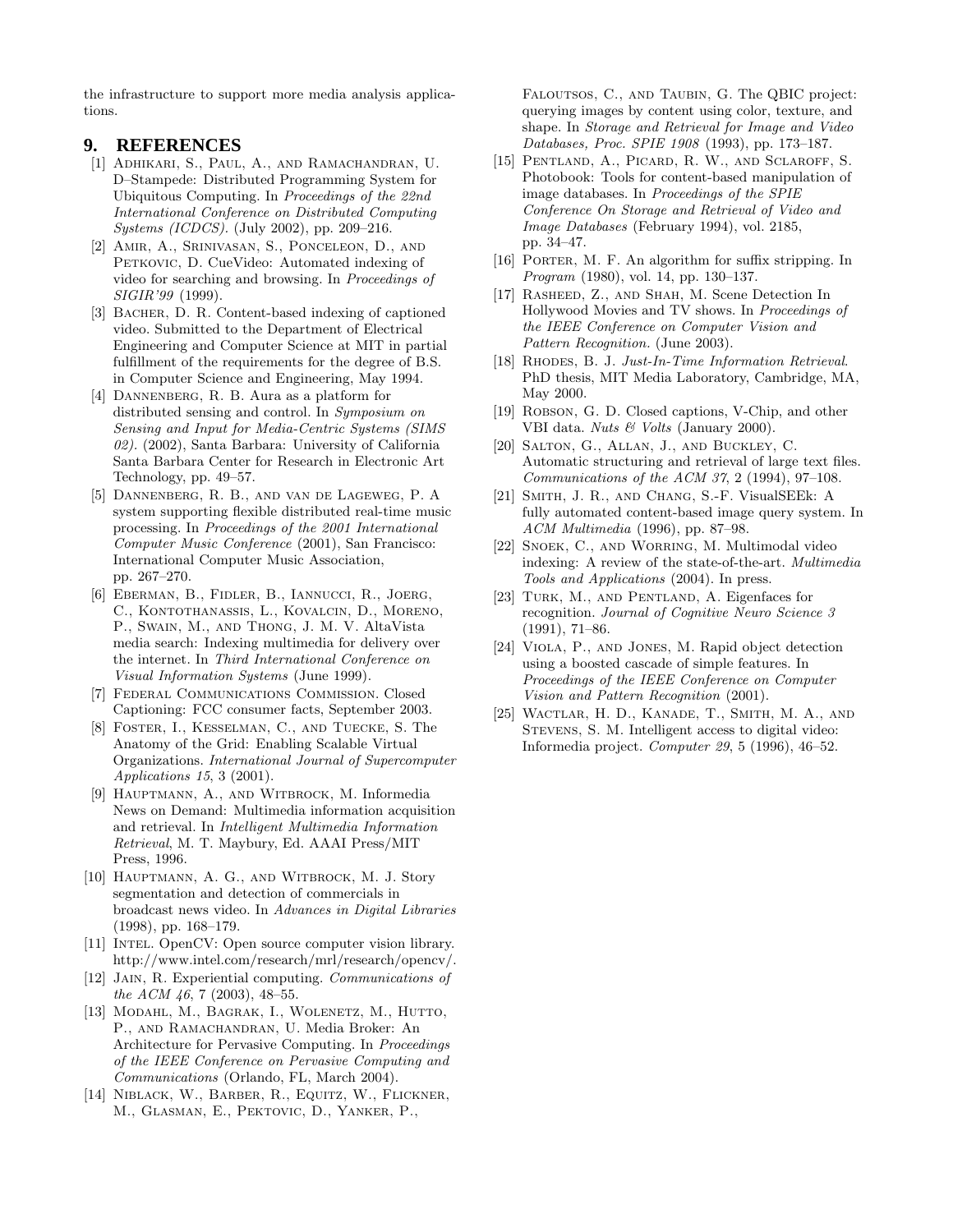the infrastructure to support more media analysis applications.

# 9. REFERENCES

[1] Adhikari, S., Paul, A., and Ramachandran, U. D–Stampede: Distributed Programming System for Ubiquitous Computing. In *Proceedings of the 22nd International Conference on Distributed Computing Systems (ICDCS).* (July 2002), pp. 209–216.

[2] Amir, A., Srinivasan, S., Ponceleon, D., and Petkovic, D. CueVideo: Automated indexing of video for searching and browsing. In *Proceedings of SIGIR'99* (1999).

[3] Bacher, D. R. Content-based indexing of captioned video. Submitted to the Department of Electrical Engineering and Computer Science at MIT in partial fulfillment of the requirements for the degree of B.S. in Computer Science and Engineering, May 1994.

[4] Dannenberg, R. B. Aura as a platform for distributed sensing and control. In *Symposium on Sensing and Input for Media-Centric Systems (SIMS 02).* (2002), Santa Barbara: University of California Santa Barbara Center for Research in Electronic Art Technology, pp. 49–57.

[5] Dannenberg, R. B., and van de Lageweg, P. A system supporting flexible distributed real-time music processing. In *Proceedings of the 2001 International Computer Music Conference* (2001), San Francisco: International Computer Music Association, pp. 267–270.

[6] Eberman, B., Fidler, B., Iannucci, R., Joerg, C., Kontothanassis, L., Kovalcin, D., Moreno, P., Swain, M., and Thong, J. M. V. AltaVista media search: Indexing multimedia for delivery over the internet. In *Third International Conference on Visual Information Systems* (June 1999).

[7] Federal Communications Commission. Closed Captioning: FCC consumer facts, September 2003.

[8] Foster, I., Kesselman, C., and Tuecke, S. The Anatomy of the Grid: Enabling Scalable Virtual Organizations. *International Journal of Supercomputer Applications 15*, 3 (2001).

[9] Hauptmann, A., and Witbrock, M. Informedia News on Demand: Multimedia information acquisition and retrieval. In *Intelligent Multimedia Information Retrieval*, M. T. Maybury, Ed. AAAI Press/MIT Press, 1996.

[10] Hauptmann, A. G., and Witbrock, M. J. Story segmentation and detection of commercials in broadcast news video. In *Advances in Digital Libraries* (1998), pp. 168–179.

[11] Intel. OpenCV: Open source computer vision library. http://www.intel.com/research/mrl/research/opencv/.

[12] Jain, R. Experiential computing. *Communications of the ACM 46*, 7 (2003), 48–55.

[13] Modahl, M., Bagrak, I., Wolenetz, M., Hutto, P., and Ramachandran, U. Media Broker: An Architecture for Pervasive Computing. In *Proceedings of the IEEE Conference on Pervasive Computing and Communications* (Orlando, FL, March 2004).

[14] Niblack, W., Barber, R., Equitz, W., Flickner, M., Glasman, E., Pektovic, D., Yanker, P., Faloutsos, C., and Taubin, G. The QBIC project: querying images by content using color, texture, and shape. In *Storage and Retrieval for Image and Video Databases, Proc. SPIE 1908* (1993), pp. 173–187.

[15] Pentland, A., Picard, R. W., and Sclaroff, S. Photobook: Tools for content-based manipulation of image databases. In *Proceedings of the SPIE Conference On Storage and Retrieval of Video and Image Databases* (February 1994), vol. 2185, pp. 34–47.

[16] Porter, M. F. An algorithm for suffix stripping. In *Program* (1980), vol. 14, pp. 130–137.

[17] Rasheed, Z., and Shah, M. Scene Detection In Hollywood Movies and TV shows. In *Proceedings of the IEEE Conference on Computer Vision and Pattern Recognition.* (June 2003).

[18] Rhodes, B. J. *Just-In-Time Information Retrieval*. PhD thesis, MIT Media Laboratory, Cambridge, MA, May 2000.

[19] Robson, G. D. Closed captions, V-Chip, and other VBI data. *Nuts & Volts* (January 2000).

[20] Salton, G., Allan, J., and Buckley, C. Automatic structuring and retrieval of large text files. *Communications of the ACM 37*, 2 (1994), 97–108.

[21] Smith, J. R., and Chang, S.-F. VisualSEEk: A fully automated content-based image query system. In *ACM Multimedia* (1996), pp. 87–98.

[22] Snoek, C., and Worring, M. Multimodal video indexing: A review of the state-of-the-art. *Multimedia Tools and Applications* (2004). In press.

[23] Turk, M., and Pentland, A. Eigenfaces for recognition. *Journal of Cognitive Neuro Science 3* (1991), 71–86.

[24] Viola, P., and Jones, M. Rapid object detection using a boosted cascade of simple features. In *Proceedings of the IEEE Conference on Computer Vision and Pattern Recognition* (2001).

[25] Wactlar, H. D., Kanade, T., Smith, M. A., and Stevens, S. M. Intelligent access to digital video: Informedia project. *Computer 29*, 5 (1996), 46–52.